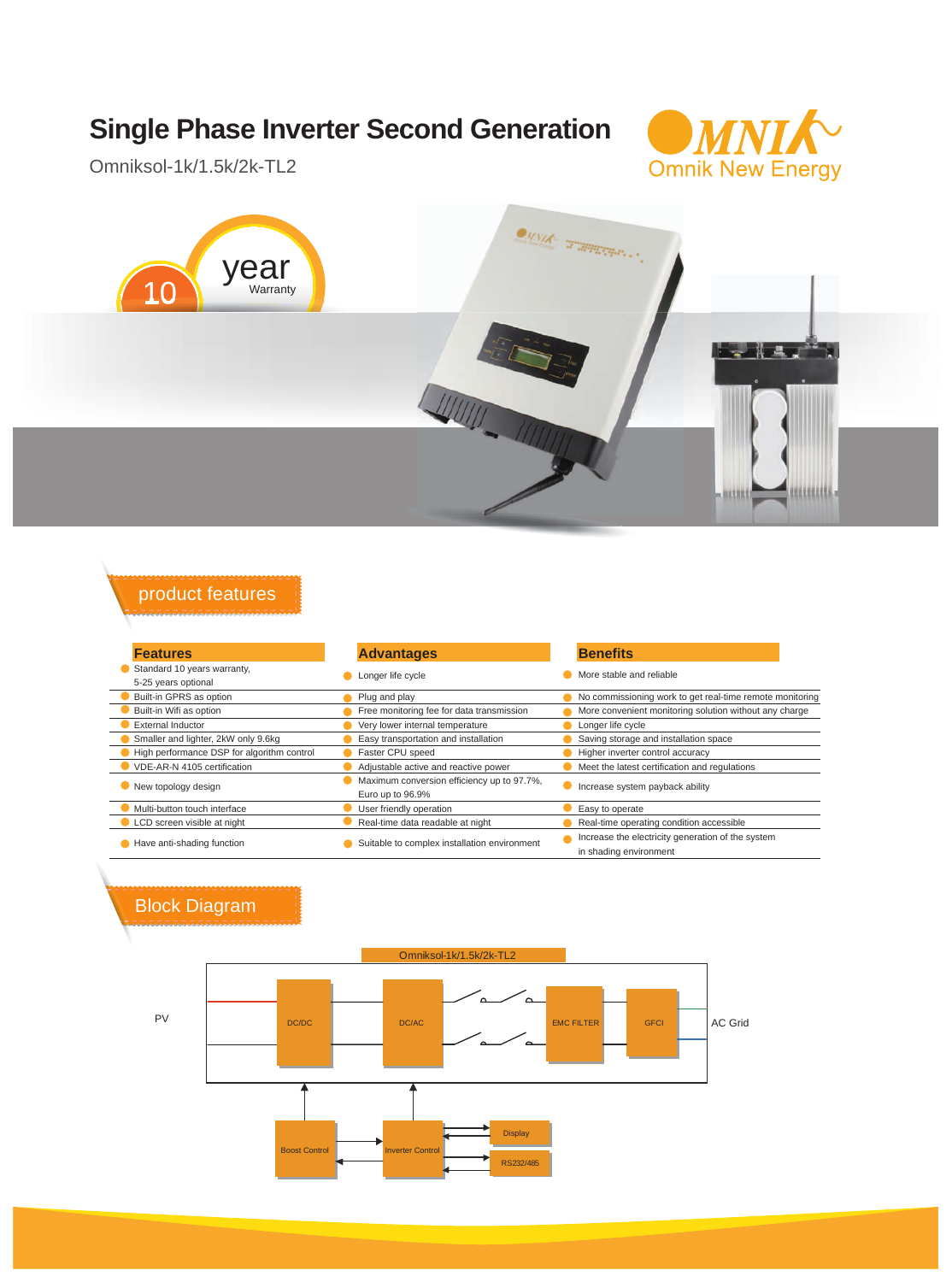# Single Phase Inverter Second Generation

Omniksol-1k/1.5k/2k-TL2

Omnik New Energy

10 year Warranty

## product features

| Features | Advantages | Benefits |
|---|---|---|
| Standard 10 years warranty, 5-25 years optional | Longer life cycle | More stable and reliable |
| Built-in GPRS as option | Plug and play | No commissioning work to get real-time remote monitoring |
| Built-in Wifi as option | Free monitoring fee for data transmission | More convenient monitoring solution without any charge |
| External Inductor | Very lower internal temperature | Longer life cycle |
| Smaller and lighter, 2kW only 9.6kg | Easy transportation and installation | Saving storage and installation space |
| High performance DSP for algorithm control | Faster CPU speed | Higher inverter control accuracy |
| VDE-AR-N 4105 certification | Adjustable active and reactive power | Meet the latest certification and regulations |
| New topology design | Maximum conversion efficiency up to 97.7%, Euro up to 96.9% | Increase system payback ability |
| Multi-button touch interface | User friendly operation | Easy to operate |
| LCD screen visible at night | Real-time data readable at night | Real-time operating condition accessible |
| Have anti-shading function | Suitable to complex installation environment | Increase the electricity generation of the system in shading environment |

## Block Diagram

Omniksol-1k/1.5k/2k-TL2

PV → DC/DC → DC/AC → EMC FILTER → GFCI → AC Grid

Boost Control, Inverter Control, Display, RS232/485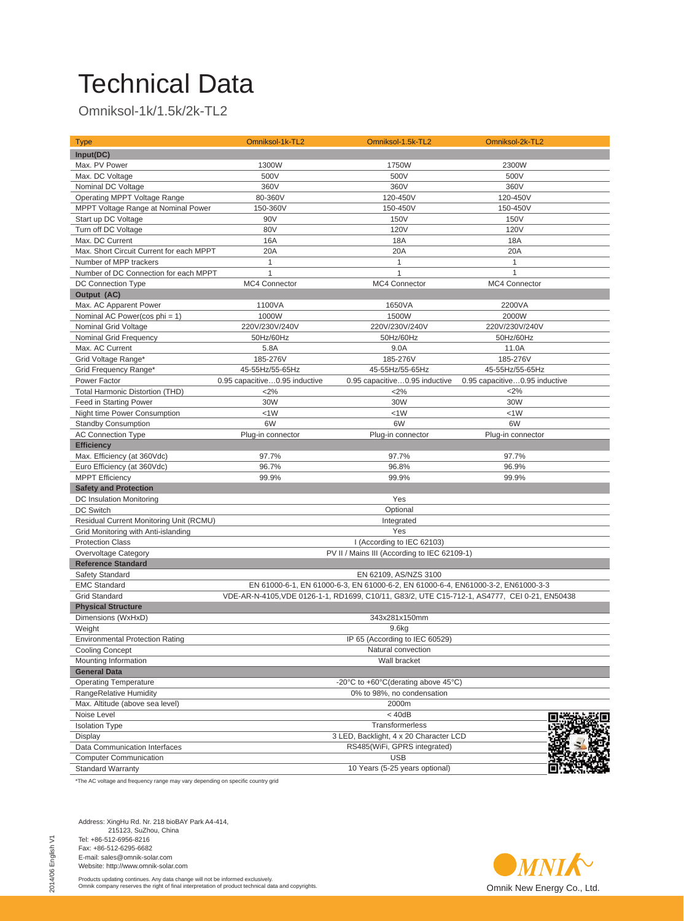# Technical Data

Omniksol-1k/1.5k/2k-TL2

| Type | Omniksol-1k-TL2 | Omniksol-1.5k-TL2 | Omniksol-2k-TL2 |
|---|---|---|---|
| **Input(DC)** | | | |
| Max. PV Power | 1300W | 1750W | 2300W |
| Max. DC Voltage | 500V | 500V | 500V |
| Nominal DC Voltage | 360V | 360V | 360V |
| Operating MPPT Voltage Range | 80-360V | 120-450V | 120-450V |
| MPPT Voltage Range at Nominal Power | 150-360V | 150-450V | 150-450V |
| Start up DC Voltage | 90V | 150V | 150V |
| Turn off DC Voltage | 80V | 120V | 120V |
| Max. DC Current | 16A | 18A | 18A |
| Max. Short Circuit Current for each MPPT | 20A | 20A | 20A |
| Number of MPP trackers | 1 | 1 | 1 |
| Number of DC Connection for each MPPT | 1 | 1 | 1 |
| DC Connection Type | MC4 Connector | MC4 Connector | MC4 Connector |
| **Output (AC)** | | | |
| Max. AC Apparent Power | 1100VA | 1650VA | 2200VA |
| Nominal AC Power(cos phi = 1) | 1000W | 1500W | 2000W |
| Nominal Grid Voltage | 220V/230V/240V | 220V/230V/240V | 220V/230V/240V |
| Nominal Grid Frequency | 50Hz/60Hz | 50Hz/60Hz | 50Hz/60Hz |
| Max. AC Current | 5.8A | 9.0A | 11.0A |
| Grid Voltage Range* | 185-276V | 185-276V | 185-276V |
| Grid Frequency Range* | 45-55Hz/55-65Hz | 45-55Hz/55-65Hz | 45-55Hz/55-65Hz |
| Power Factor | 0.95 capacitive…0.95 inductive | 0.95 capacitive…0.95 inductive | 0.95 capacitive…0.95 inductive |
| Total Harmonic Distortion (THD) | <2% | <2% | <2% |
| Feed in Starting Power | 30W | 30W | 30W |
| Night time Power Consumption | <1W | <1W | <1W |
| Standby Consumption | 6W | 6W | 6W |
| AC Connection Type | Plug-in connector | Plug-in connector | Plug-in connector |
| **Efficiency** | | | |
| Max. Efficiency (at 360Vdc) | 97.7% | 97.7% | 97.7% |
| Euro Efficiency (at 360Vdc) | 96.7% | 96.8% | 96.9% |
| MPPT Efficiency | 99.9% | 99.9% | 99.9% |
| **Safety and Protection** | | | |
| DC Insulation Monitoring | | Yes | |
| DC Switch | | Optional | |
| Residual Current Monitoring Unit (RCMU) | | Integrated | |
| Grid Monitoring with Anti-islanding | | Yes | |
| Protection Class | | I (According to IEC 62103) | |
| Overvoltage Category | | PV II / Mains III (According to IEC 62109-1) | |
| **Reference Standard** | | | |
| Safety Standard | | EN 62109, AS/NZS 3100 | |
| EMC Standard | | EN 61000-6-1, EN 61000-6-3, EN 61000-6-2, EN 61000-6-4, EN61000-3-2, EN61000-3-3 | |
| Grid Standard | | VDE-AR-N-4105,VDE 0126-1-1, RD1699, C10/11, G83/2, UTE C15-712-1, AS4777, CEI 0-21, EN50438 | |
| **Physical Structure** | | | |
| Dimensions (WxHxD) | | 343x281x150mm | |
| Weight | | 9.6kg | |
| Environmental Protection Rating | | IP 65 (According to IEC 60529) | |
| Cooling Concept | | Natural convection | |
| Mounting Information | | Wall bracket | |
| **General Data** | | | |
| Operating Temperature | | -20°C to +60°C(derating above 45°C) | |
| RangeRelative Humidity | | 0% to 98%, no condensation | |
| Max. Altitude (above sea level) | | 2000m | |
| Noise Level | | < 40dB | |
| Isolation Type | | Transformerless | |
| Display | | 3 LED, Backlight, 4 x 20 Character LCD | |
| Data Communication Interfaces | | RS485(WiFi, GPRS integrated) | |
| Computer Communication | | USB | |
| Standard Warranty | | 10 Years (5-25 years optional) | |

*The AC voltage and frequency range may vary depending on specific country grid

Address: XingHu Rd. Nr. 218 bioBAY Park A4-414,
215123, SuZhou, China
Tel: +86-512-6956-8216
Fax: +86-512-6295-6682
E-mail: sales@omnik-solar.com
Website: http://www.omnik-solar.com

Products updating continues. Any data change will not be informed exclusively.
Omnik company reserves the right of final interpretation of product technical data and copyrights.

2014/06 English V1

OMNIK

Omnik New Energy Co., Ltd.